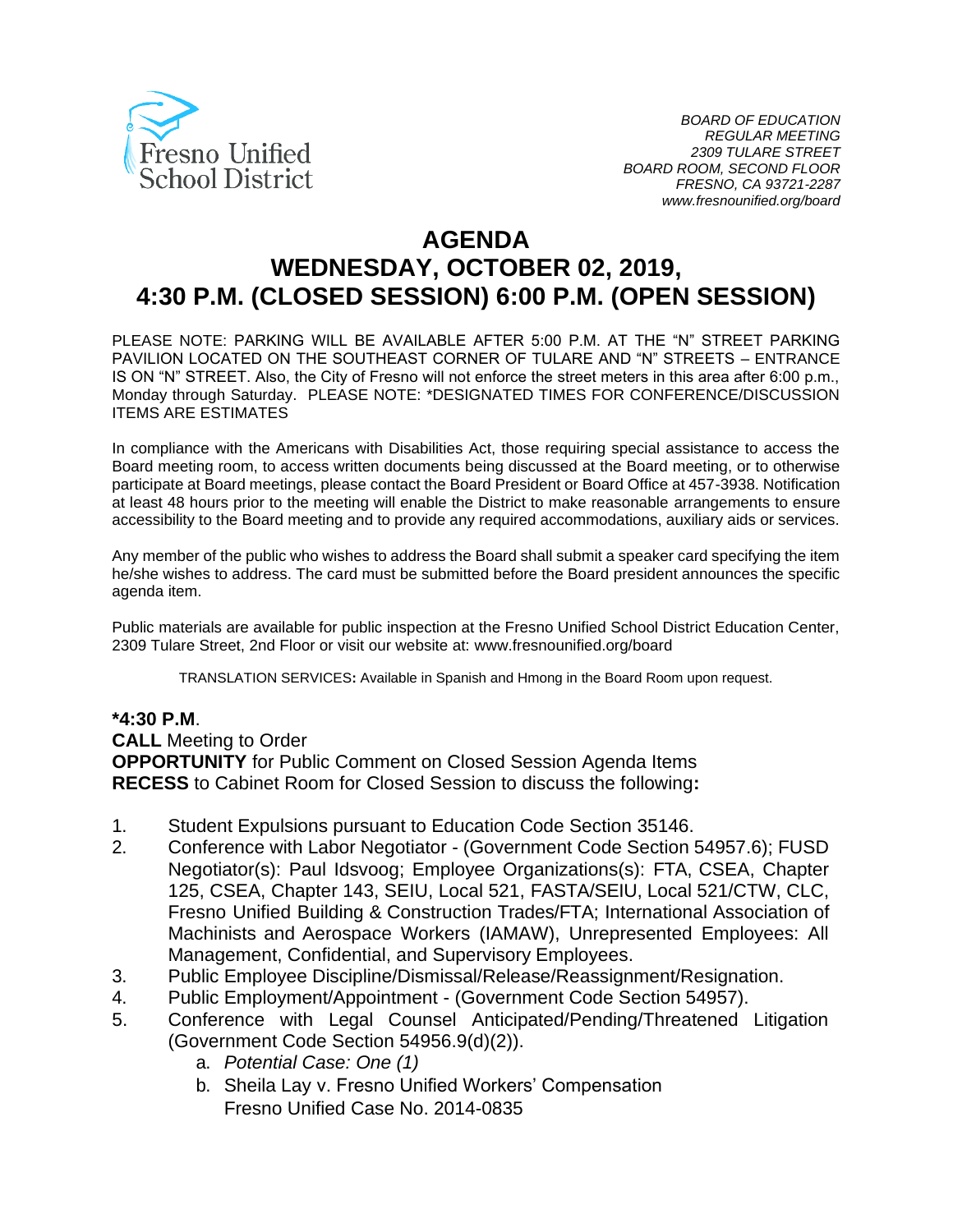Fresno Unified School District

*BOARD OF EDUCATION*
*REGULAR MEETING*
*2309 TULARE STREET*
*BOARD ROOM, SECOND FLOOR*
*FRESNO, CA 93721-2287*
*www.fresnounified.org/board*

# AGENDA
# WEDNESDAY, OCTOBER 02, 2019,
# 4:30 P.M. (CLOSED SESSION) 6:00 P.M. (OPEN SESSION)

PLEASE NOTE: PARKING WILL BE AVAILABLE AFTER 5:00 P.M. AT THE "N" STREET PARKING PAVILION LOCATED ON THE SOUTHEAST CORNER OF TULARE AND "N" STREETS – ENTRANCE IS ON "N" STREET. Also, the City of Fresno will not enforce the street meters in this area after 6:00 p.m., Monday through Saturday. PLEASE NOTE: *DESIGNATED TIMES FOR CONFERENCE/DISCUSSION ITEMS ARE ESTIMATES

In compliance with the Americans with Disabilities Act, those requiring special assistance to access the Board meeting room, to access written documents being discussed at the Board meeting, or to otherwise participate at Board meetings, please contact the Board President or Board Office at 457-3938. Notification at least 48 hours prior to the meeting will enable the District to make reasonable arrangements to ensure accessibility to the Board meeting and to provide any required accommodations, auxiliary aids or services.

Any member of the public who wishes to address the Board shall submit a speaker card specifying the item he/she wishes to address. The card must be submitted before the Board president announces the specific agenda item.

Public materials are available for public inspection at the Fresno Unified School District Education Center, 2309 Tulare Street, 2nd Floor or visit our website at: www.fresnounified.org/board

TRANSLATION SERVICES**:** Available in Spanish and Hmong in the Board Room upon request.

**\*4:30 P.M**.
**CALL** Meeting to Order
**OPPORTUNITY** for Public Comment on Closed Session Agenda Items
**RECESS** to Cabinet Room for Closed Session to discuss the following**:**

1. Student Expulsions pursuant to Education Code Section 35146.
2. Conference with Labor Negotiator - (Government Code Section 54957.6); FUSD Negotiator(s): Paul Idsvoog; Employee Organizations(s): FTA, CSEA, Chapter 125, CSEA, Chapter 143, SEIU, Local 521, FASTA/SEIU, Local 521/CTW, CLC, Fresno Unified Building & Construction Trades/FTA; International Association of Machinists and Aerospace Workers (IAMAW), Unrepresented Employees: All Management, Confidential, and Supervisory Employees.
3. Public Employee Discipline/Dismissal/Release/Reassignment/Resignation.
4. Public Employment/Appointment - (Government Code Section 54957).
5. Conference with Legal Counsel Anticipated/Pending/Threatened Litigation (Government Code Section 54956.9(d)(2)).
   a. *Potential Case: One (1)*
   b. Sheila Lay v. Fresno Unified Workers' Compensation
      Fresno Unified Case No. 2014-0835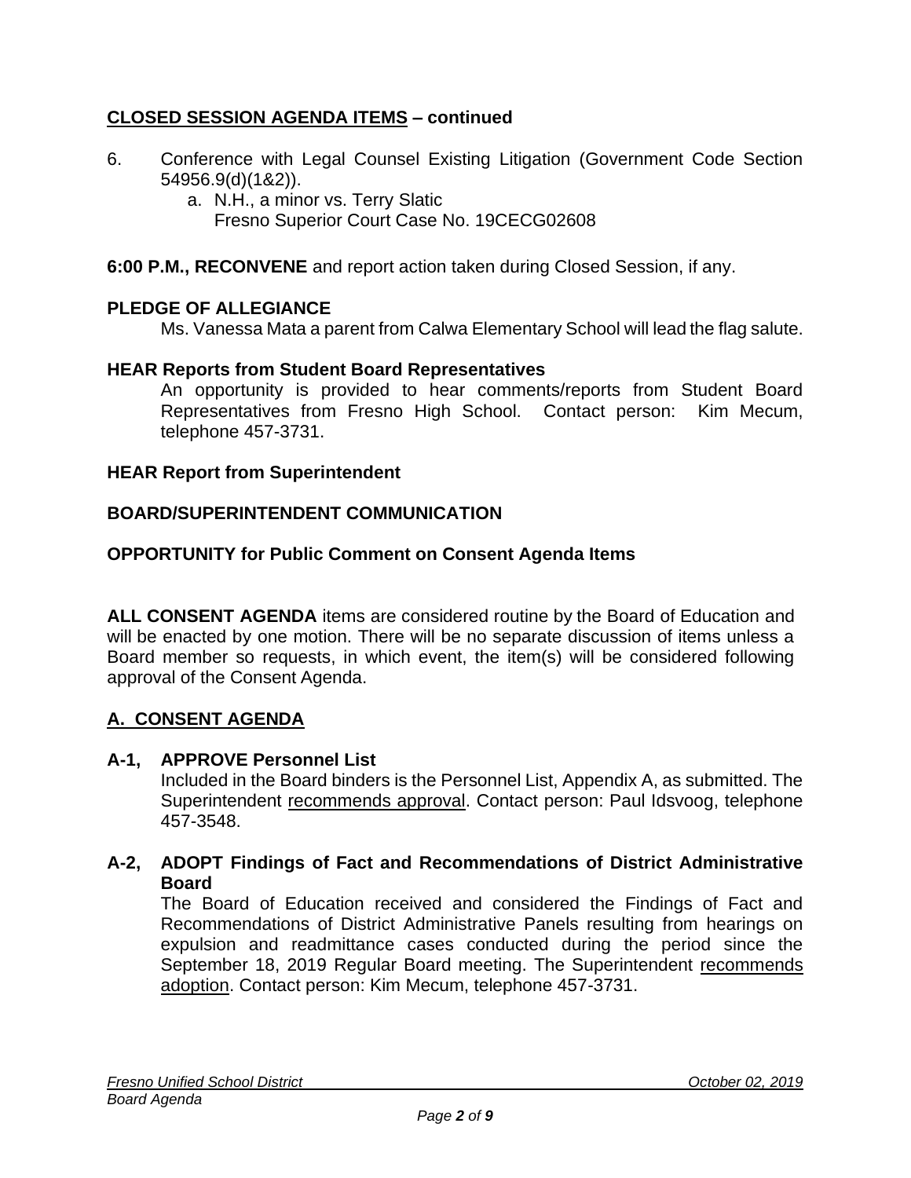## CLOSED SESSION AGENDA ITEMS – continued

6. Conference with Legal Counsel Existing Litigation (Government Code Section 54956.9(d)(1&2)).
   a. N.H., a minor vs. Terry Slatic
      Fresno Superior Court Case No. 19CECG02608

**6:00 P.M., RECONVENE** and report action taken during Closed Session, if any.

**PLEDGE OF ALLEGIANCE**

Ms. Vanessa Mata a parent from Calwa Elementary School will lead the flag salute.

**HEAR Reports from Student Board Representatives**

An opportunity is provided to hear comments/reports from Student Board Representatives from Fresno High School. Contact person: Kim Mecum, telephone 457-3731.

**HEAR Report from Superintendent**

**BOARD/SUPERINTENDENT COMMUNICATION**

**OPPORTUNITY for Public Comment on Consent Agenda Items**

**ALL CONSENT AGENDA** items are considered routine by the Board of Education and will be enacted by one motion. There will be no separate discussion of items unless a Board member so requests, in which event, the item(s) will be considered following approval of the Consent Agenda.

## A. CONSENT AGENDA

**A-1, APPROVE Personnel List**

Included in the Board binders is the Personnel List, Appendix A, as submitted. The Superintendent recommends approval. Contact person: Paul Idsvoog, telephone 457-3548.

**A-2, ADOPT Findings of Fact and Recommendations of District Administrative Board**

The Board of Education received and considered the Findings of Fact and Recommendations of District Administrative Panels resulting from hearings on expulsion and readmittance cases conducted during the period since the September 18, 2019 Regular Board meeting. The Superintendent recommends adoption. Contact person: Kim Mecum, telephone 457-3731.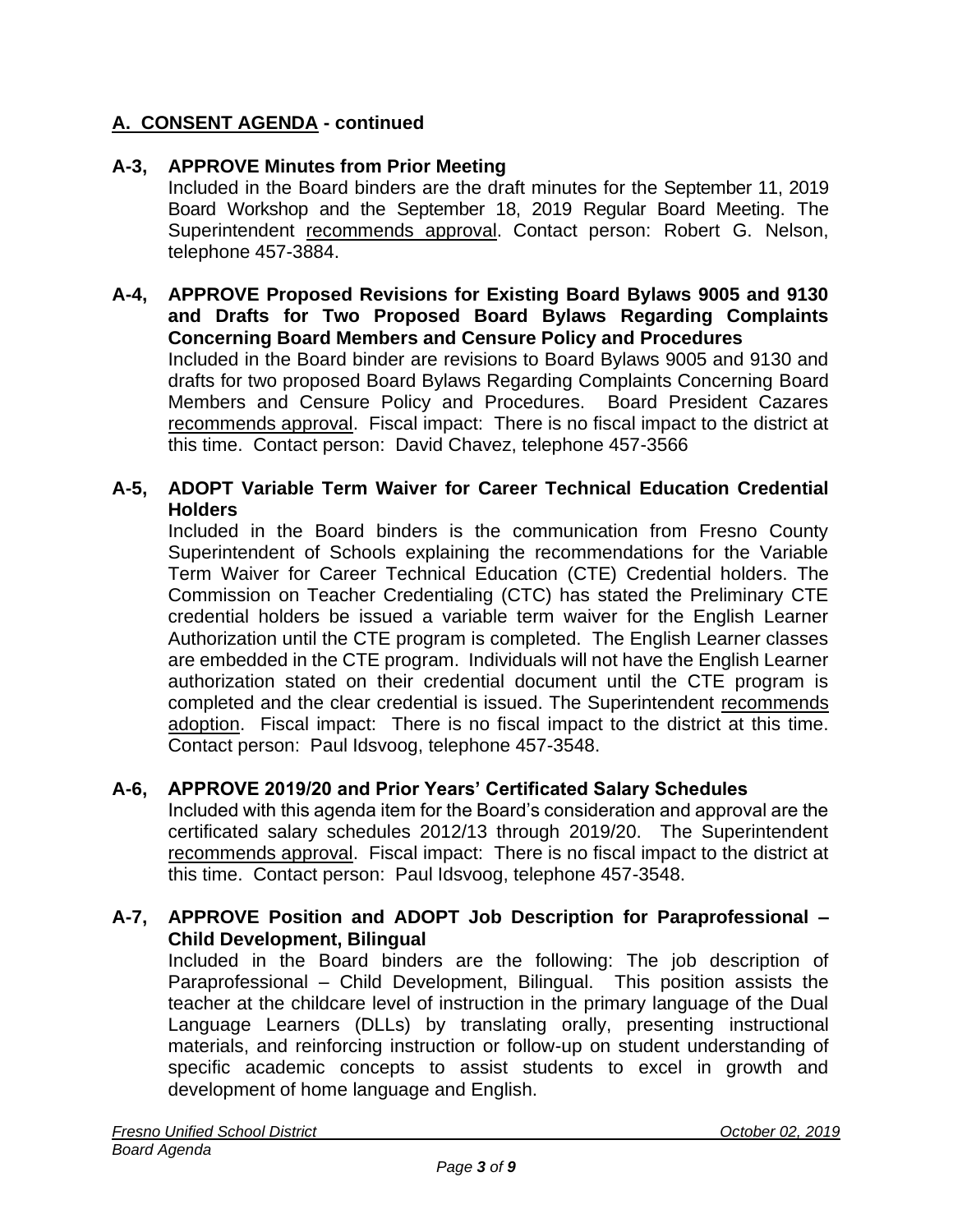## A. CONSENT AGENDA - continued

**A-3, APPROVE Minutes from Prior Meeting**

Included in the Board binders are the draft minutes for the September 11, 2019 Board Workshop and the September 18, 2019 Regular Board Meeting. The Superintendent recommends approval. Contact person: Robert G. Nelson, telephone 457-3884.

**A-4, APPROVE Proposed Revisions for Existing Board Bylaws 9005 and 9130 and Drafts for Two Proposed Board Bylaws Regarding Complaints Concerning Board Members and Censure Policy and Procedures**

Included in the Board binder are revisions to Board Bylaws 9005 and 9130 and drafts for two proposed Board Bylaws Regarding Complaints Concerning Board Members and Censure Policy and Procedures. Board President Cazares recommends approval. Fiscal impact: There is no fiscal impact to the district at this time. Contact person: David Chavez, telephone 457-3566

**A-5, ADOPT Variable Term Waiver for Career Technical Education Credential Holders**

Included in the Board binders is the communication from Fresno County Superintendent of Schools explaining the recommendations for the Variable Term Waiver for Career Technical Education (CTE) Credential holders. The Commission on Teacher Credentialing (CTC) has stated the Preliminary CTE credential holders be issued a variable term waiver for the English Learner Authorization until the CTE program is completed. The English Learner classes are embedded in the CTE program. Individuals will not have the English Learner authorization stated on their credential document until the CTE program is completed and the clear credential is issued. The Superintendent recommends adoption. Fiscal impact: There is no fiscal impact to the district at this time. Contact person: Paul Idsvoog, telephone 457-3548.

**A-6, APPROVE 2019/20 and Prior Years' Certificated Salary Schedules**

Included with this agenda item for the Board's consideration and approval are the certificated salary schedules 2012/13 through 2019/20. The Superintendent recommends approval. Fiscal impact: There is no fiscal impact to the district at this time. Contact person: Paul Idsvoog, telephone 457-3548.

**A-7, APPROVE Position and ADOPT Job Description for Paraprofessional – Child Development, Bilingual**

Included in the Board binders are the following: The job description of Paraprofessional – Child Development, Bilingual. This position assists the teacher at the childcare level of instruction in the primary language of the Dual Language Learners (DLLs) by translating orally, presenting instructional materials, and reinforcing instruction or follow-up on student understanding of specific academic concepts to assist students to excel in growth and development of home language and English.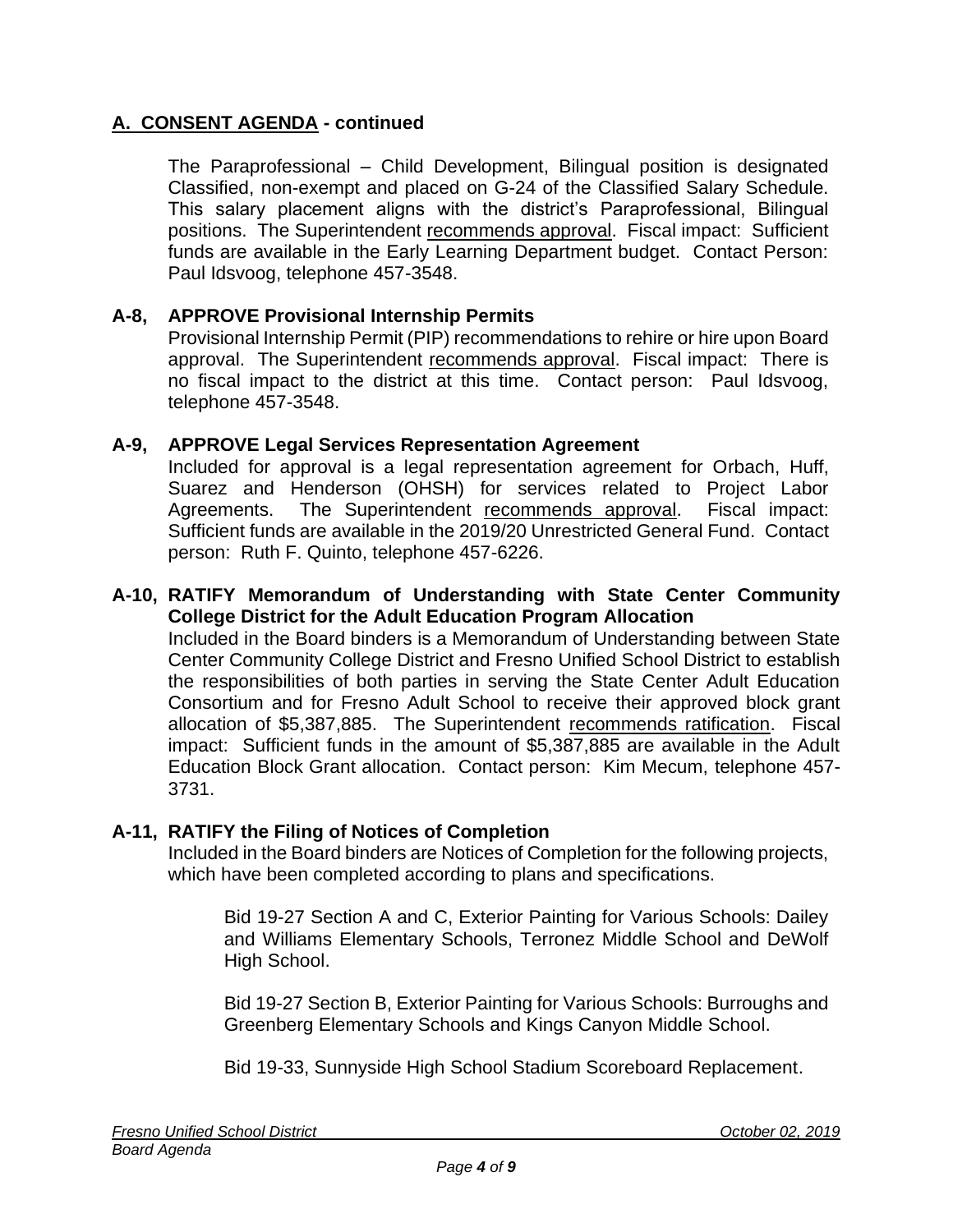## A. CONSENT AGENDA - continued

The Paraprofessional – Child Development, Bilingual position is designated Classified, non-exempt and placed on G-24 of the Classified Salary Schedule. This salary placement aligns with the district's Paraprofessional, Bilingual positions. The Superintendent recommends approval. Fiscal impact: Sufficient funds are available in the Early Learning Department budget. Contact Person: Paul Idsvoog, telephone 457-3548.

### A-8, APPROVE Provisional Internship Permits

Provisional Internship Permit (PIP) recommendations to rehire or hire upon Board approval. The Superintendent recommends approval. Fiscal impact: There is no fiscal impact to the district at this time. Contact person: Paul Idsvoog, telephone 457-3548.

### A-9, APPROVE Legal Services Representation Agreement

Included for approval is a legal representation agreement for Orbach, Huff, Suarez and Henderson (OHSH) for services related to Project Labor Agreements. The Superintendent recommends approval. Fiscal impact: Sufficient funds are available in the 2019/20 Unrestricted General Fund. Contact person: Ruth F. Quinto, telephone 457-6226.

### A-10, RATIFY Memorandum of Understanding with State Center Community College District for the Adult Education Program Allocation

Included in the Board binders is a Memorandum of Understanding between State Center Community College District and Fresno Unified School District to establish the responsibilities of both parties in serving the State Center Adult Education Consortium and for Fresno Adult School to receive their approved block grant allocation of $5,387,885. The Superintendent recommends ratification. Fiscal impact: Sufficient funds in the amount of $5,387,885 are available in the Adult Education Block Grant allocation. Contact person: Kim Mecum, telephone 457-3731.

### A-11, RATIFY the Filing of Notices of Completion

Included in the Board binders are Notices of Completion for the following projects, which have been completed according to plans and specifications.

Bid 19-27 Section A and C, Exterior Painting for Various Schools: Dailey and Williams Elementary Schools, Terronez Middle School and DeWolf High School.

Bid 19-27 Section B, Exterior Painting for Various Schools: Burroughs and Greenberg Elementary Schools and Kings Canyon Middle School.

Bid 19-33, Sunnyside High School Stadium Scoreboard Replacement.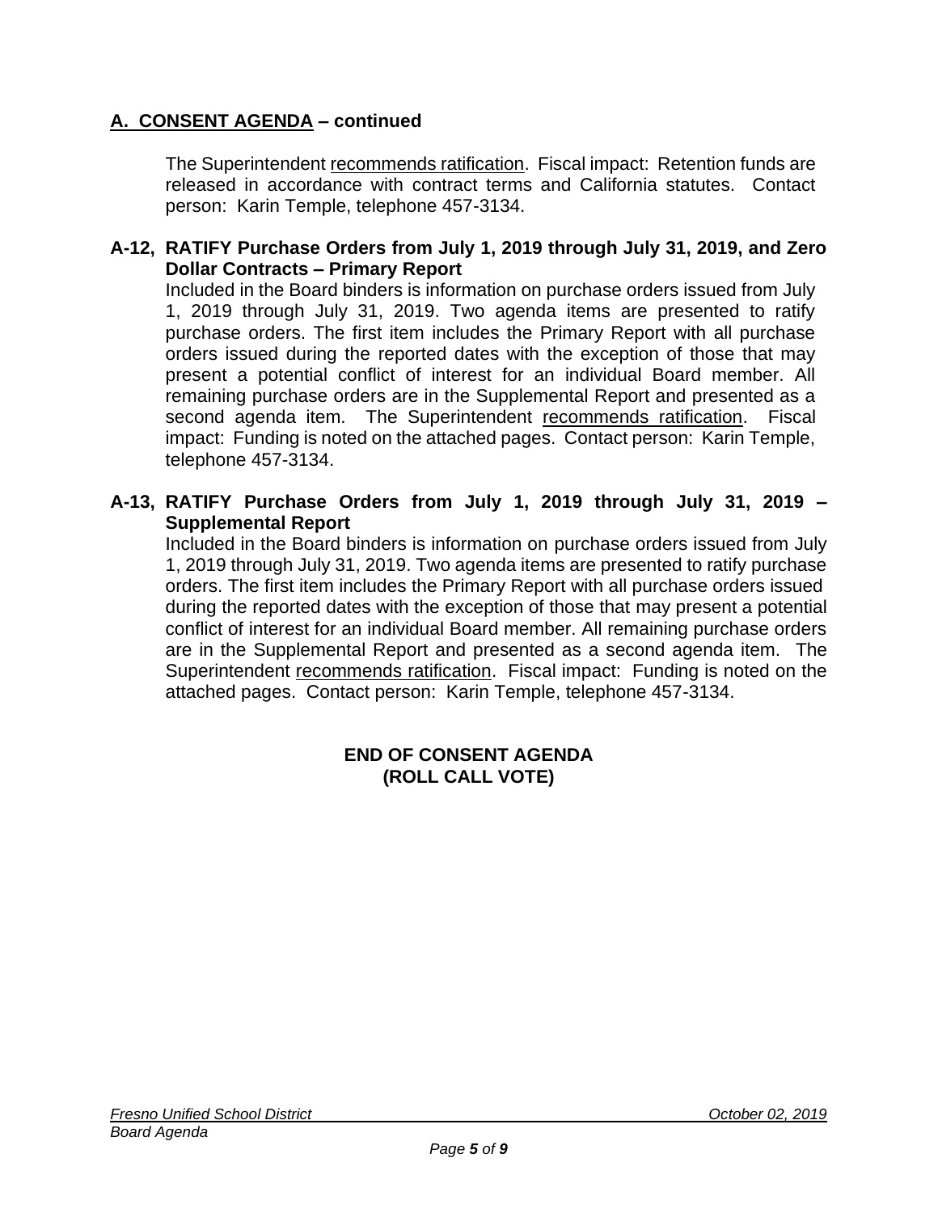## A. CONSENT AGENDA – continued

The Superintendent recommends ratification. Fiscal impact: Retention funds are released in accordance with contract terms and California statutes. Contact person: Karin Temple, telephone 457-3134.

**A-12, RATIFY Purchase Orders from July 1, 2019 through July 31, 2019, and Zero Dollar Contracts – Primary Report**

Included in the Board binders is information on purchase orders issued from July 1, 2019 through July 31, 2019. Two agenda items are presented to ratify purchase orders. The first item includes the Primary Report with all purchase orders issued during the reported dates with the exception of those that may present a potential conflict of interest for an individual Board member. All remaining purchase orders are in the Supplemental Report and presented as a second agenda item. The Superintendent recommends ratification. Fiscal impact: Funding is noted on the attached pages. Contact person: Karin Temple, telephone 457-3134.

**A-13, RATIFY Purchase Orders from July 1, 2019 through July 31, 2019 – Supplemental Report**

Included in the Board binders is information on purchase orders issued from July 1, 2019 through July 31, 2019. Two agenda items are presented to ratify purchase orders. The first item includes the Primary Report with all purchase orders issued during the reported dates with the exception of those that may present a potential conflict of interest for an individual Board member. All remaining purchase orders are in the Supplemental Report and presented as a second agenda item. The Superintendent recommends ratification. Fiscal impact: Funding is noted on the attached pages. Contact person: Karin Temple, telephone 457-3134.

**END OF CONSENT AGENDA**
**(ROLL CALL VOTE)**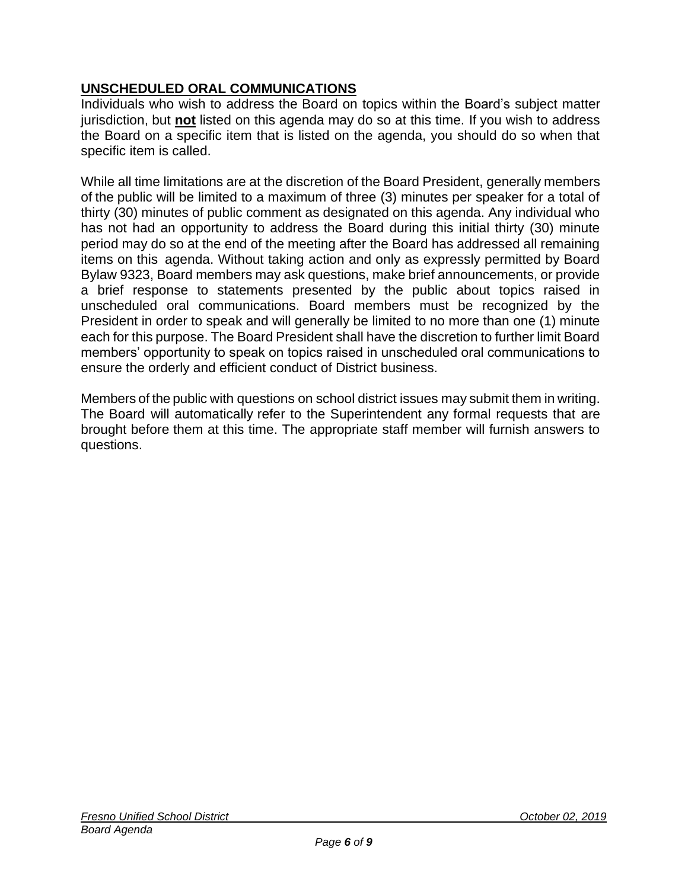## UNSCHEDULED ORAL COMMUNICATIONS

Individuals who wish to address the Board on topics within the Board's subject matter jurisdiction, but **not** listed on this agenda may do so at this time. If you wish to address the Board on a specific item that is listed on the agenda, you should do so when that specific item is called.

While all time limitations are at the discretion of the Board President, generally members of the public will be limited to a maximum of three (3) minutes per speaker for a total of thirty (30) minutes of public comment as designated on this agenda. Any individual who has not had an opportunity to address the Board during this initial thirty (30) minute period may do so at the end of the meeting after the Board has addressed all remaining items on this agenda. Without taking action and only as expressly permitted by Board Bylaw 9323, Board members may ask questions, make brief announcements, or provide a brief response to statements presented by the public about topics raised in unscheduled oral communications. Board members must be recognized by the President in order to speak and will generally be limited to no more than one (1) minute each for this purpose. The Board President shall have the discretion to further limit Board members' opportunity to speak on topics raised in unscheduled oral communications to ensure the orderly and efficient conduct of District business.

Members of the public with questions on school district issues may submit them in writing. The Board will automatically refer to the Superintendent any formal requests that are brought before them at this time. The appropriate staff member will furnish answers to questions.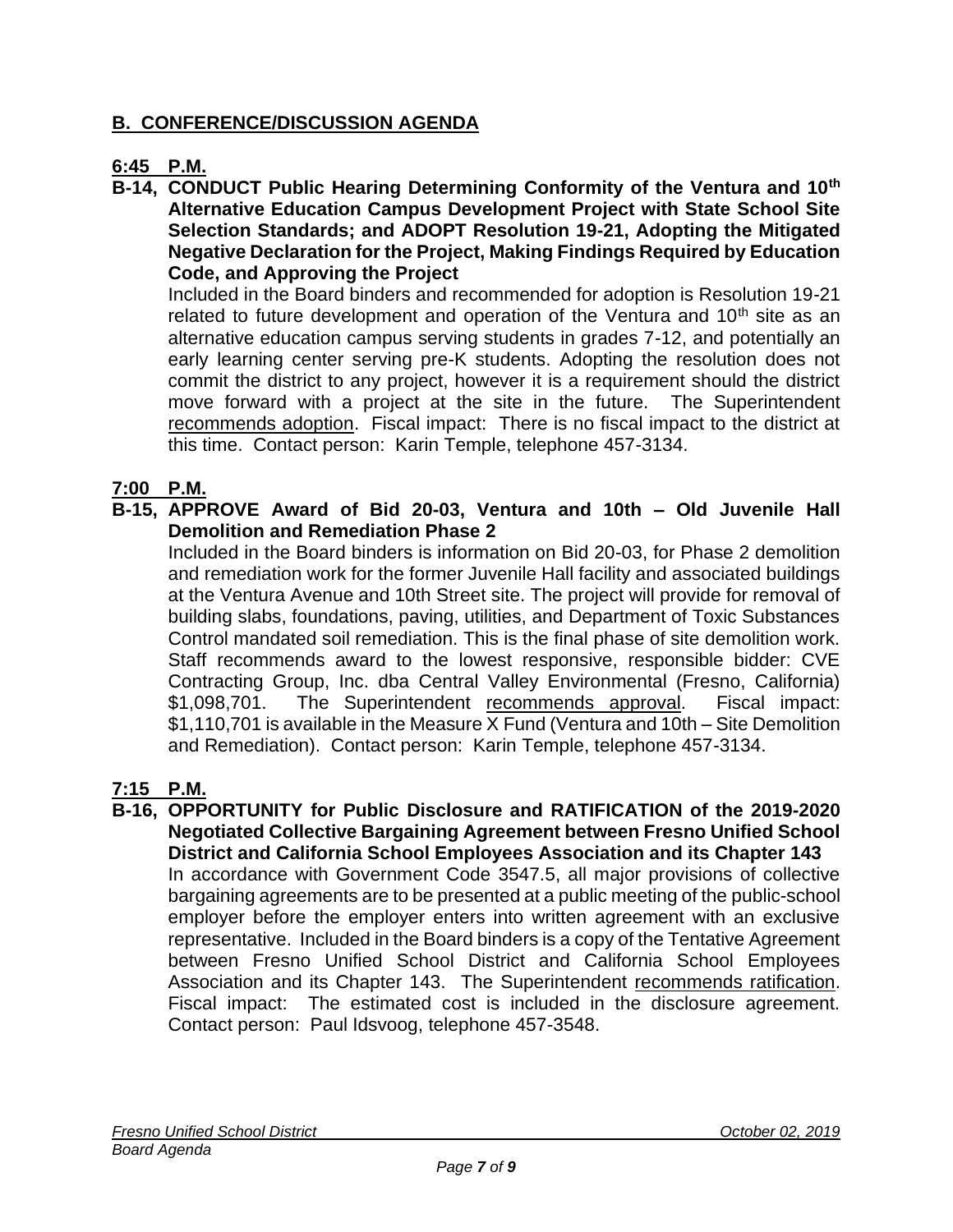## B. CONFERENCE/DISCUSSION AGENDA

**6:45 P.M.**

**B-14, CONDUCT Public Hearing Determining Conformity of the Ventura and 10th Alternative Education Campus Development Project with State School Site Selection Standards; and ADOPT Resolution 19-21, Adopting the Mitigated Negative Declaration for the Project, Making Findings Required by Education Code, and Approving the Project**

Included in the Board binders and recommended for adoption is Resolution 19-21 related to future development and operation of the Ventura and 10th site as an alternative education campus serving students in grades 7-12, and potentially an early learning center serving pre-K students. Adopting the resolution does not commit the district to any project, however it is a requirement should the district move forward with a project at the site in the future. The Superintendent recommends adoption. Fiscal impact: There is no fiscal impact to the district at this time. Contact person: Karin Temple, telephone 457-3134.

**7:00 P.M.**

**B-15, APPROVE Award of Bid 20-03, Ventura and 10th – Old Juvenile Hall Demolition and Remediation Phase 2**

Included in the Board binders is information on Bid 20-03, for Phase 2 demolition and remediation work for the former Juvenile Hall facility and associated buildings at the Ventura Avenue and 10th Street site. The project will provide for removal of building slabs, foundations, paving, utilities, and Department of Toxic Substances Control mandated soil remediation. This is the final phase of site demolition work. Staff recommends award to the lowest responsive, responsible bidder: CVE Contracting Group, Inc. dba Central Valley Environmental (Fresno, California) $1,098,701. The Superintendent recommends approval. Fiscal impact: $1,110,701 is available in the Measure X Fund (Ventura and 10th – Site Demolition and Remediation). Contact person: Karin Temple, telephone 457-3134.

**7:15 P.M.**

**B-16, OPPORTUNITY for Public Disclosure and RATIFICATION of the 2019-2020 Negotiated Collective Bargaining Agreement between Fresno Unified School District and California School Employees Association and its Chapter 143**

In accordance with Government Code 3547.5, all major provisions of collective bargaining agreements are to be presented at a public meeting of the public-school employer before the employer enters into written agreement with an exclusive representative. Included in the Board binders is a copy of the Tentative Agreement between Fresno Unified School District and California School Employees Association and its Chapter 143. The Superintendent recommends ratification. Fiscal impact: The estimated cost is included in the disclosure agreement. Contact person: Paul Idsvoog, telephone 457-3548.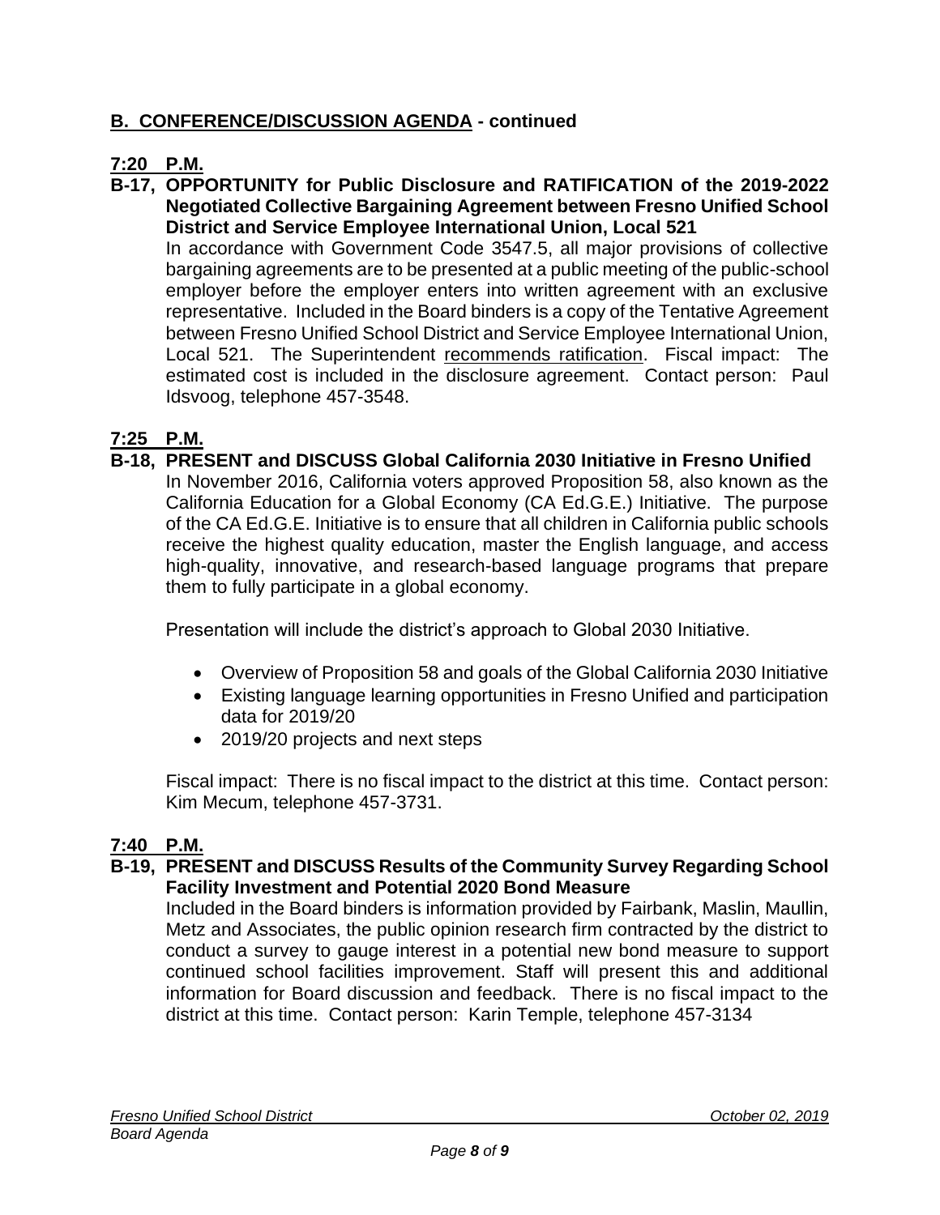## **B. CONFERENCE/DISCUSSION AGENDA - continued**

**7:20 P.M.**

**B-17, OPPORTUNITY for Public Disclosure and RATIFICATION of the 2019-2022 Negotiated Collective Bargaining Agreement between Fresno Unified School District and Service Employee International Union, Local 521**

In accordance with Government Code 3547.5, all major provisions of collective bargaining agreements are to be presented at a public meeting of the public-school employer before the employer enters into written agreement with an exclusive representative. Included in the Board binders is a copy of the Tentative Agreement between Fresno Unified School District and Service Employee International Union, Local 521. The Superintendent recommends ratification. Fiscal impact: The estimated cost is included in the disclosure agreement. Contact person: Paul Idsvoog, telephone 457-3548.

**7:25 P.M.**

**B-18, PRESENT and DISCUSS Global California 2030 Initiative in Fresno Unified**

In November 2016, California voters approved Proposition 58, also known as the California Education for a Global Economy (CA Ed.G.E.) Initiative. The purpose of the CA Ed.G.E. Initiative is to ensure that all children in California public schools receive the highest quality education, master the English language, and access high-quality, innovative, and research-based language programs that prepare them to fully participate in a global economy.

Presentation will include the district's approach to Global 2030 Initiative.

- Overview of Proposition 58 and goals of the Global California 2030 Initiative
- Existing language learning opportunities in Fresno Unified and participation data for 2019/20
- 2019/20 projects and next steps

Fiscal impact: There is no fiscal impact to the district at this time. Contact person: Kim Mecum, telephone 457-3731.

**7:40 P.M.**

**B-19, PRESENT and DISCUSS Results of the Community Survey Regarding School Facility Investment and Potential 2020 Bond Measure**

Included in the Board binders is information provided by Fairbank, Maslin, Maullin, Metz and Associates, the public opinion research firm contracted by the district to conduct a survey to gauge interest in a potential new bond measure to support continued school facilities improvement. Staff will present this and additional information for Board discussion and feedback. There is no fiscal impact to the district at this time. Contact person: Karin Temple, telephone 457-3134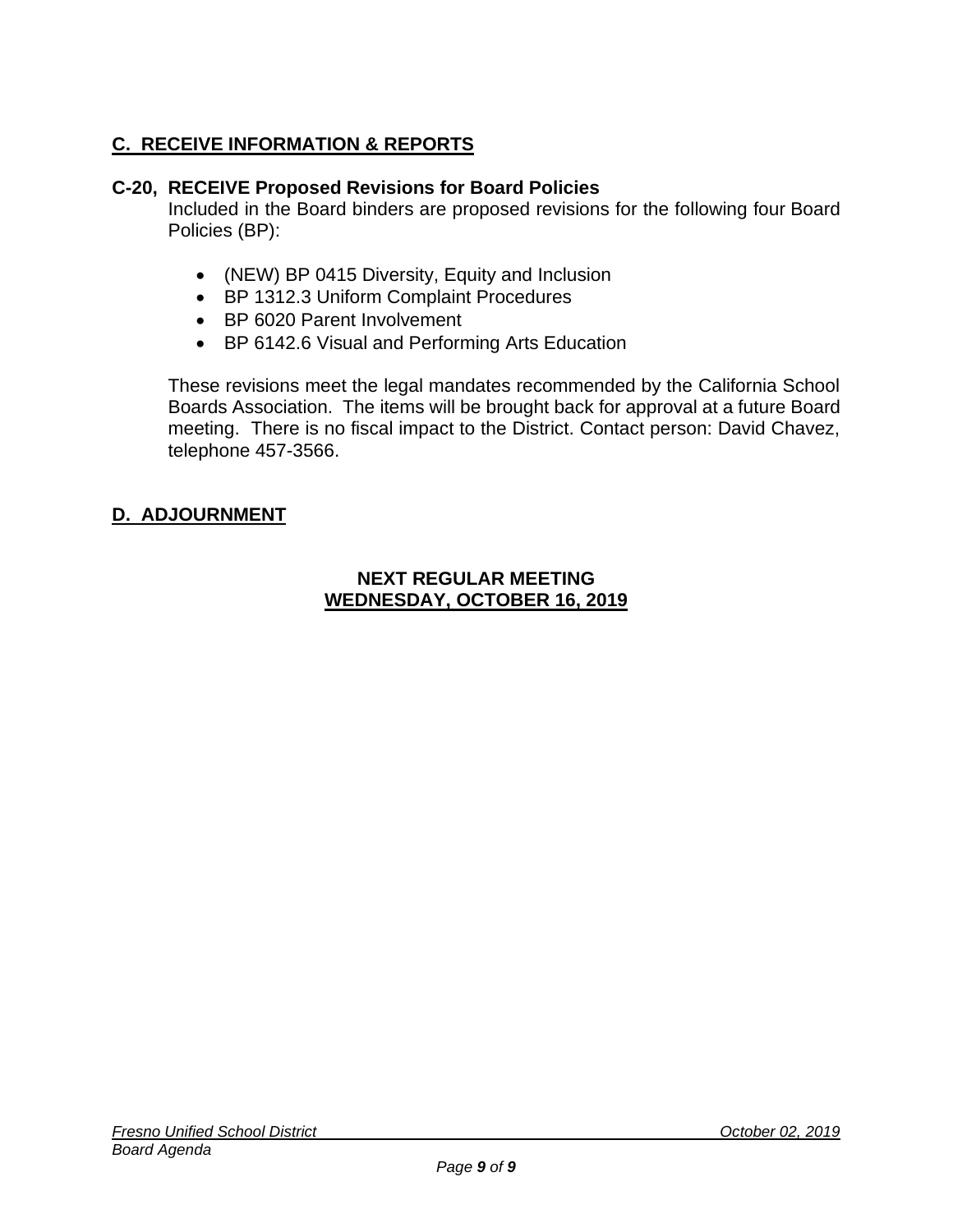## C. RECEIVE INFORMATION & REPORTS

**C-20, RECEIVE Proposed Revisions for Board Policies**

Included in the Board binders are proposed revisions for the following four Board Policies (BP):

- (NEW) BP 0415 Diversity, Equity and Inclusion
- BP 1312.3 Uniform Complaint Procedures
- BP 6020 Parent Involvement
- BP 6142.6 Visual and Performing Arts Education

These revisions meet the legal mandates recommended by the California School Boards Association. The items will be brought back for approval at a future Board meeting. There is no fiscal impact to the District. Contact person: David Chavez, telephone 457-3566.

## D. ADJOURNMENT

**NEXT REGULAR MEETING**
**WEDNESDAY, OCTOBER 16, 2019**